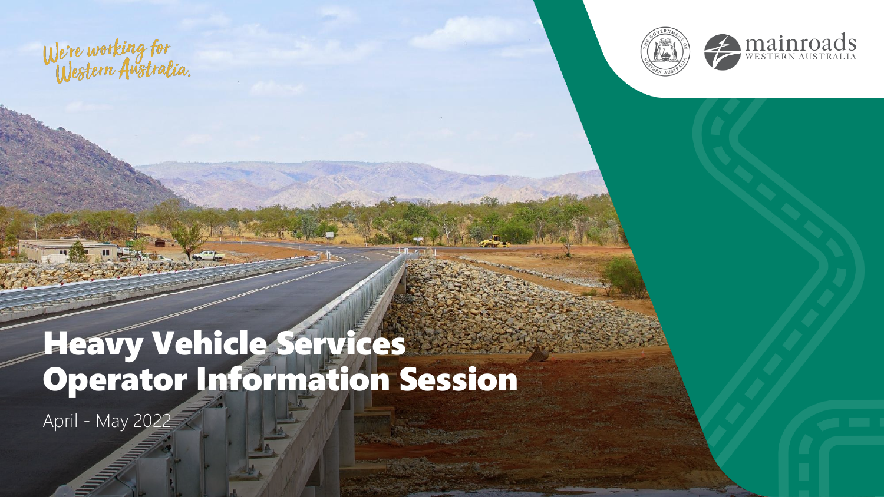We're working for Western Australia.

mainroads WESTERN AUSTRALIA

# Heavy Vehicle Services Operator Information Session

April - May 2022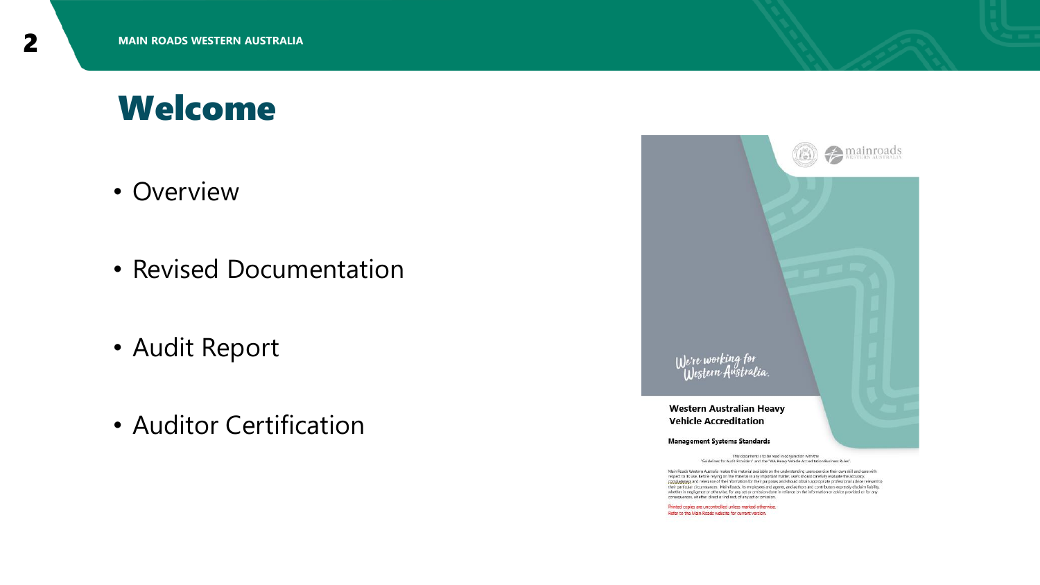# Welcome

- Overview
- Revised Documentation
- Audit Report
- Auditor Certification

mainroads WESTERN AUSTRALIA

*We're working for Western Australia.*

**Western Australian Heavy Vehicle Accreditation**

**Management Systems Standards**

This document is to be read in conjunction with the "Guidelines for Audit Providers" and the "WA Heavy Vehicle Accreditation Business Rules".

Main Roads Western Australia makes this material available on the understanding users exercise their own skill and care with respect to its use. Before relying on the material in any important matter, users should carefully evaluate the accuracy, completeness and relevance of the information for their purposes and should obtain appropriate professional advice relevant to their particular circumstances. Main Roads, its employees and agents, and authors and contributors expressly disclaim liability, whether in negligence or otherwise, for any act or omission done in reliance on the information or advice provided or for any consequences, whether direct or indirect, of any act or omission.

Printed copies are uncontrolled unless marked otherwise.
Refer to the Main Roads website for current version.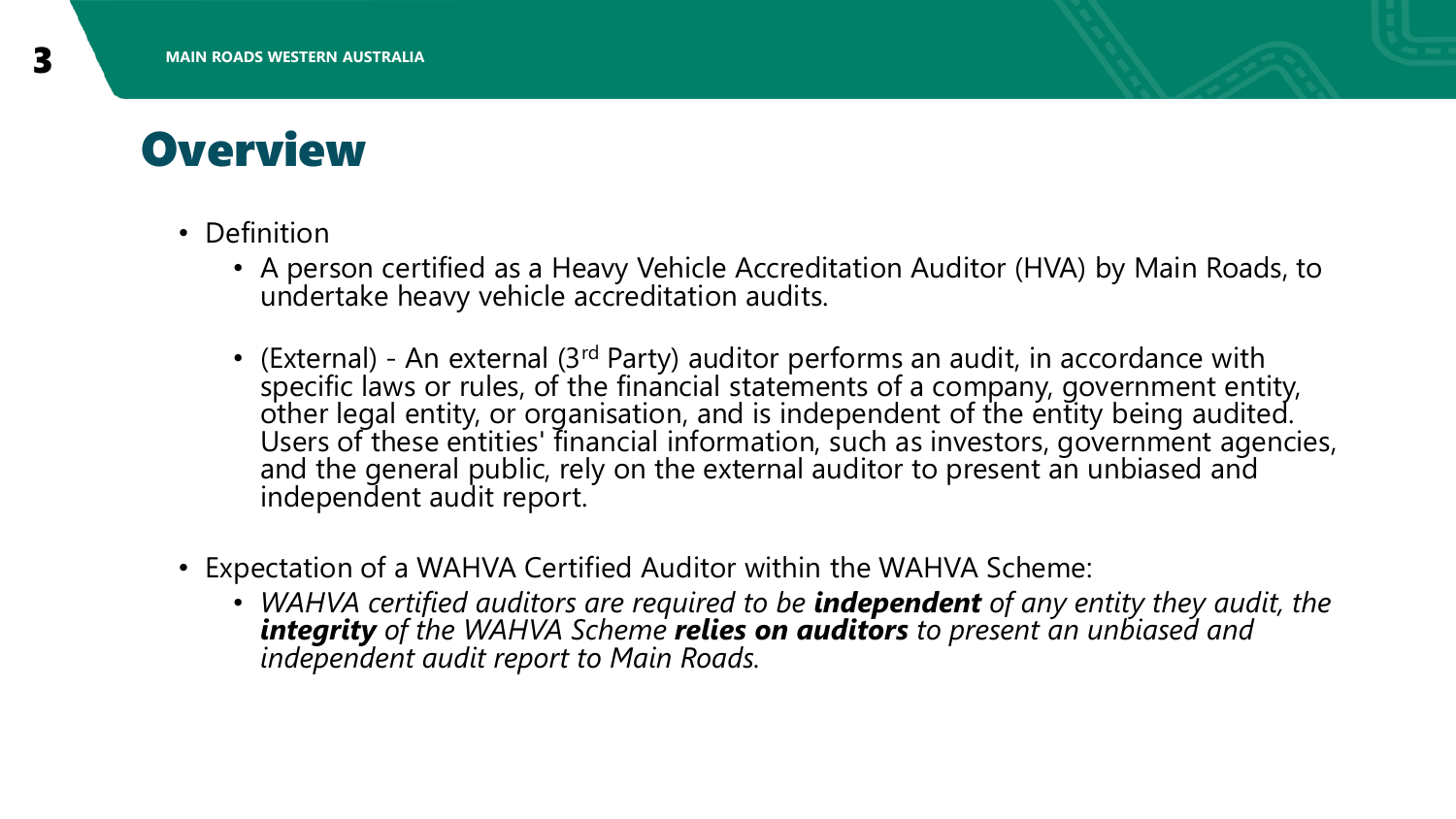# Overview

- Definition
  - A person certified as a Heavy Vehicle Accreditation Auditor (HVA) by Main Roads, to undertake heavy vehicle accreditation audits.
  - (External) - An external (3rd Party) auditor performs an audit, in accordance with specific laws or rules, of the financial statements of a company, government entity, other legal entity, or organisation, and is independent of the entity being audited. Users of these entities' financial information, such as investors, government agencies, and the general public, rely on the external auditor to present an unbiased and independent audit report.
- Expectation of a WAHVA Certified Auditor within the WAHVA Scheme:
  - *WAHVA certified auditors are required to be **independent** of any entity they audit, the **integrity** of the WAHVA Scheme **relies on auditors** to present an unbiased and independent audit report to Main Roads.*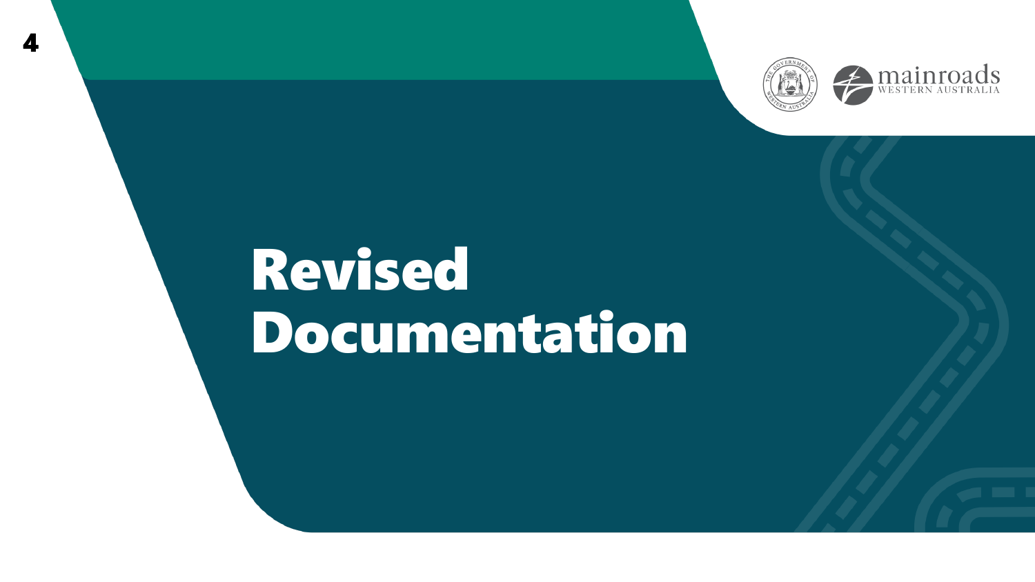# Revised Documentation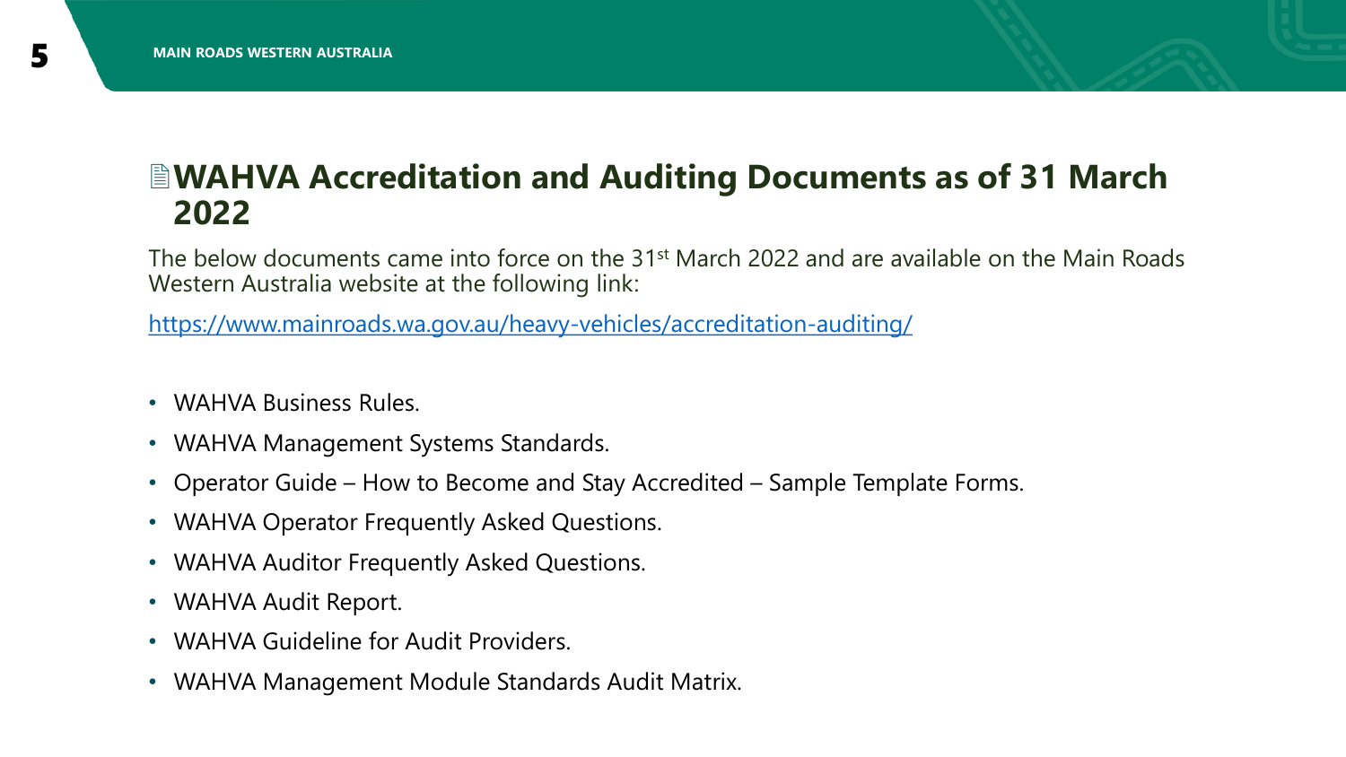# 🗎WAHVA Accreditation and Auditing Documents as of 31 March 2022

The below documents came into force on the 31st March 2022 and are available on the Main Roads Western Australia website at the following link:

https://www.mainroads.wa.gov.au/heavy-vehicles/accreditation-auditing/

- WAHVA Business Rules.
- WAHVA Management Systems Standards.
- Operator Guide – How to Become and Stay Accredited – Sample Template Forms.
- WAHVA Operator Frequently Asked Questions.
- WAHVA Auditor Frequently Asked Questions.
- WAHVA Audit Report.
- WAHVA Guideline for Audit Providers.
- WAHVA Management Module Standards Audit Matrix.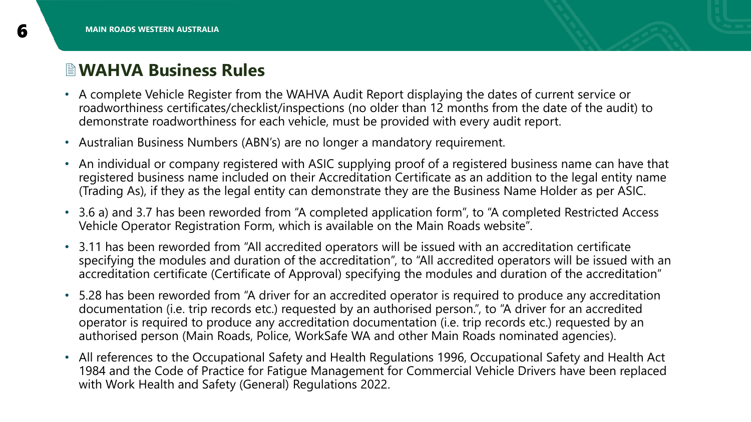# WAHVA Business Rules

- A complete Vehicle Register from the WAHVA Audit Report displaying the dates of current service or roadworthiness certificates/checklist/inspections (no older than 12 months from the date of the audit) to demonstrate roadworthiness for each vehicle, must be provided with every audit report.
- Australian Business Numbers (ABN's) are no longer a mandatory requirement.
- An individual or company registered with ASIC supplying proof of a registered business name can have that registered business name included on their Accreditation Certificate as an addition to the legal entity name (Trading As), if they as the legal entity can demonstrate they are the Business Name Holder as per ASIC.
- 3.6 a) and 3.7 has been reworded from "A completed application form", to "A completed Restricted Access Vehicle Operator Registration Form, which is available on the Main Roads website".
- 3.11 has been reworded from "All accredited operators will be issued with an accreditation certificate specifying the modules and duration of the accreditation", to "All accredited operators will be issued with an accreditation certificate (Certificate of Approval) specifying the modules and duration of the accreditation"
- 5.28 has been reworded from "A driver for an accredited operator is required to produce any accreditation documentation (i.e. trip records etc.) requested by an authorised person.", to "A driver for an accredited operator is required to produce any accreditation documentation (i.e. trip records etc.) requested by an authorised person (Main Roads, Police, WorkSafe WA and other Main Roads nominated agencies).
- All references to the Occupational Safety and Health Regulations 1996, Occupational Safety and Health Act 1984 and the Code of Practice for Fatigue Management for Commercial Vehicle Drivers have been replaced with Work Health and Safety (General) Regulations 2022.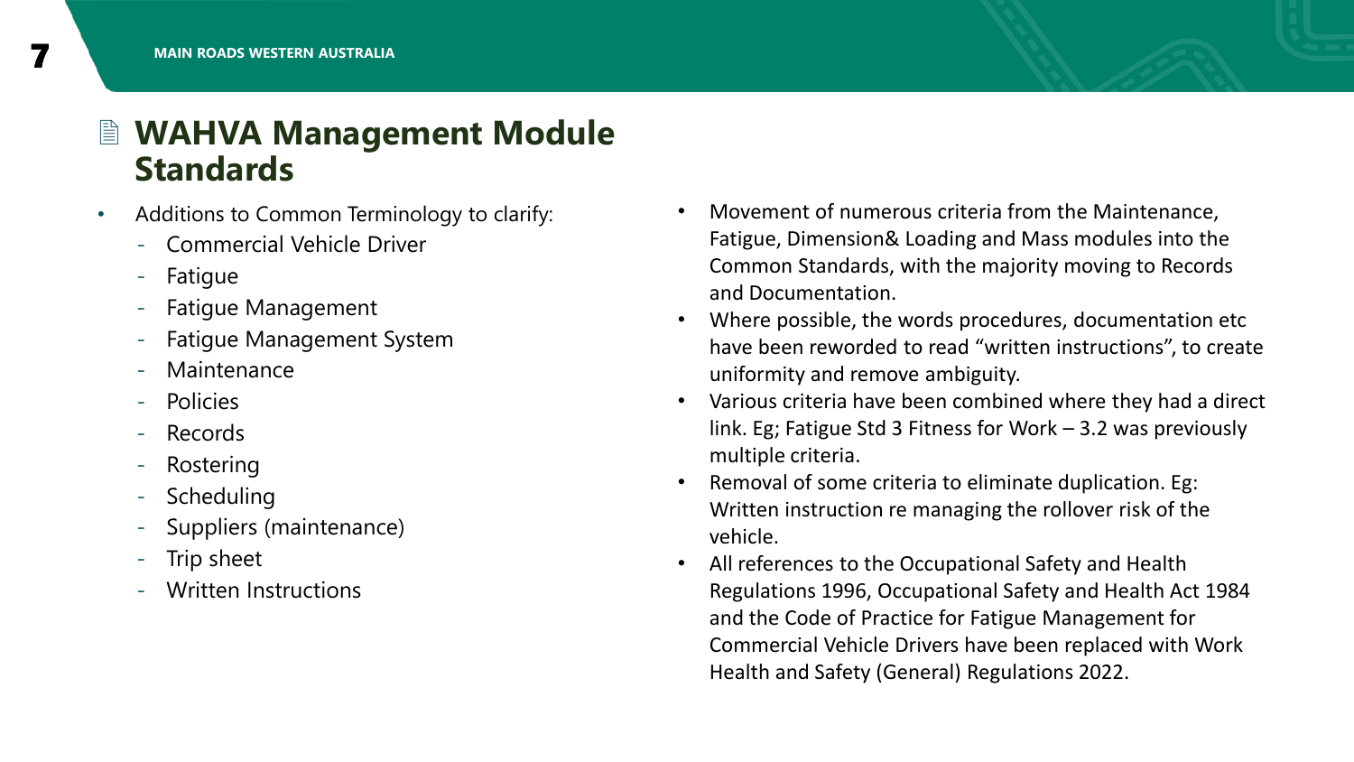# WAHVA Management Module Standards

- Additions to Common Terminology to clarify:
  - Commercial Vehicle Driver
  - Fatigue
  - Fatigue Management
  - Fatigue Management System
  - Maintenance
  - Policies
  - Records
  - Rostering
  - Scheduling
  - Suppliers (maintenance)
  - Trip sheet
  - Written Instructions

- Movement of numerous criteria from the Maintenance, Fatigue, Dimension& Loading and Mass modules into the Common Standards, with the majority moving to Records and Documentation.
- Where possible, the words procedures, documentation etc have been reworded to read "written instructions", to create uniformity and remove ambiguity.
- Various criteria have been combined where they had a direct link. Eg; Fatigue Std 3 Fitness for Work – 3.2 was previously multiple criteria.
- Removal of some criteria to eliminate duplication. Eg: Written instruction re managing the rollover risk of the vehicle.
- All references to the Occupational Safety and Health Regulations 1996, Occupational Safety and Health Act 1984 and the Code of Practice for Fatigue Management for Commercial Vehicle Drivers have been replaced with Work Health and Safety (General) Regulations 2022.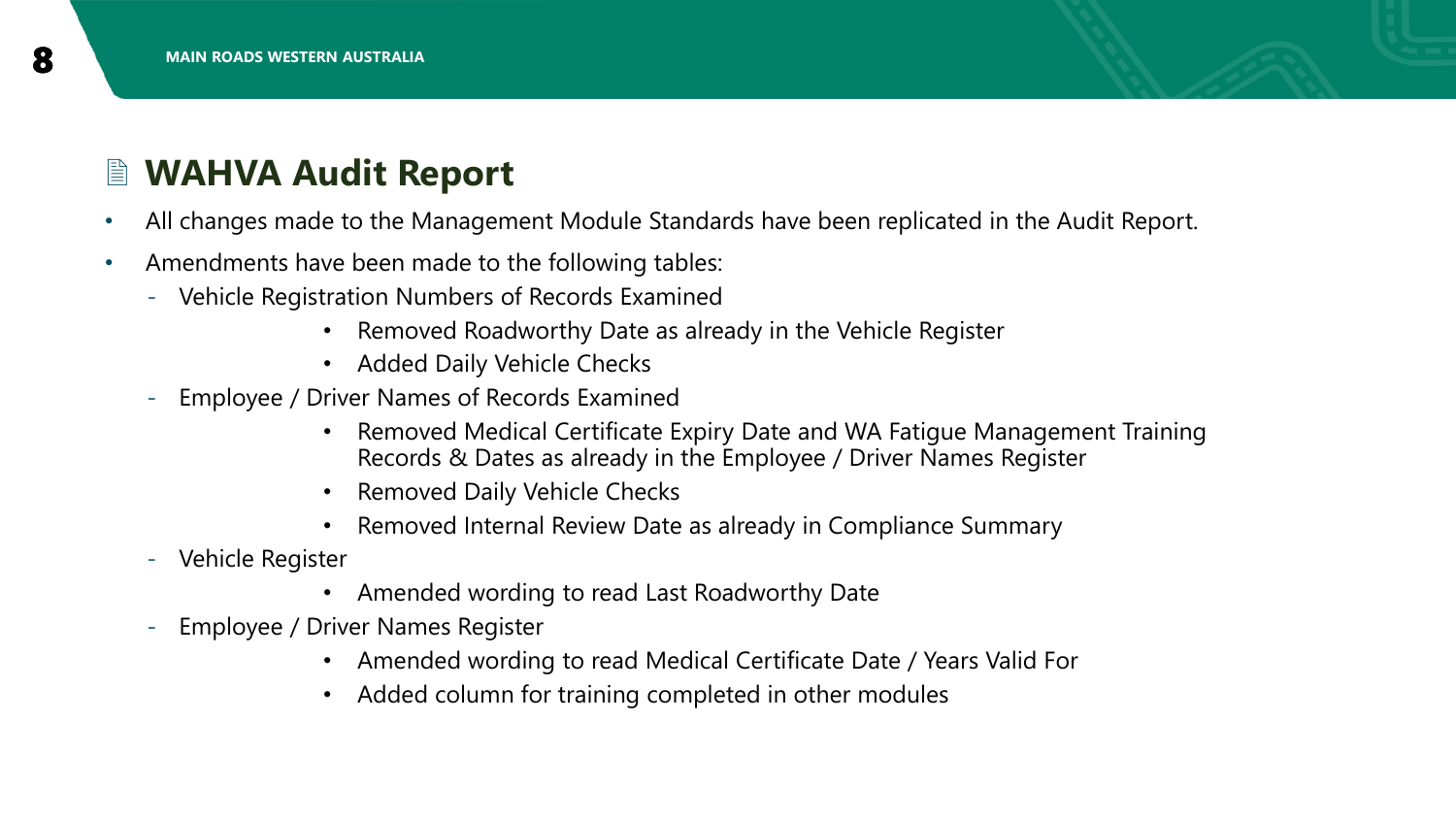# WAHVA Audit Report

- All changes made to the Management Module Standards have been replicated in the Audit Report.
- Amendments have been made to the following tables:
  - Vehicle Registration Numbers of Records Examined
    - Removed Roadworthy Date as already in the Vehicle Register
    - Added Daily Vehicle Checks
  - Employee / Driver Names of Records Examined
    - Removed Medical Certificate Expiry Date and WA Fatigue Management Training Records & Dates as already in the Employee / Driver Names Register
    - Removed Daily Vehicle Checks
    - Removed Internal Review Date as already in Compliance Summary
  - Vehicle Register
    - Amended wording to read Last Roadworthy Date
  - Employee / Driver Names Register
    - Amended wording to read Medical Certificate Date / Years Valid For
    - Added column for training completed in other modules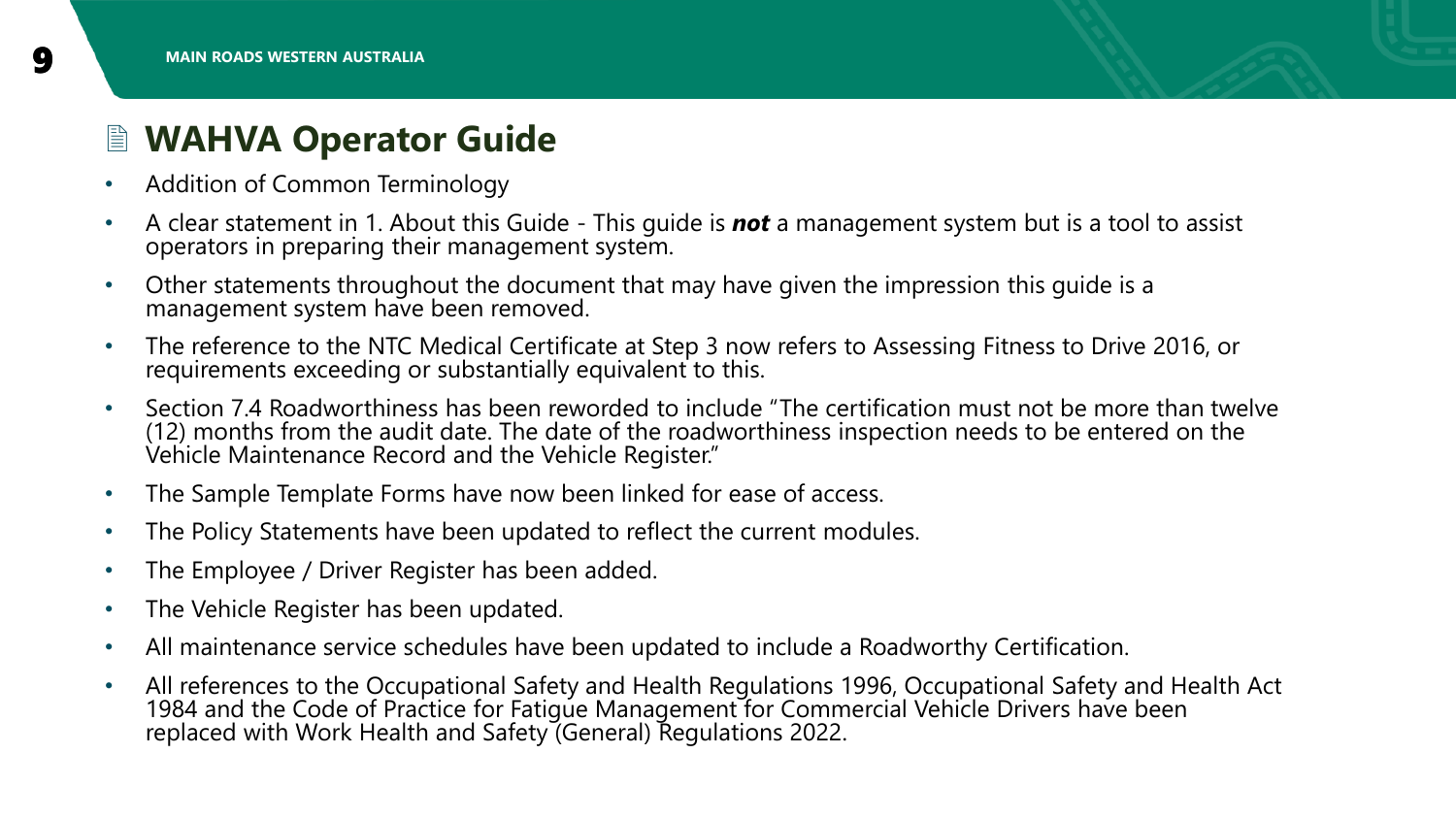# WAHVA Operator Guide

- Addition of Common Terminology
- A clear statement in 1. About this Guide - This guide is ***not*** a management system but is a tool to assist operators in preparing their management system.
- Other statements throughout the document that may have given the impression this guide is a management system have been removed.
- The reference to the NTC Medical Certificate at Step 3 now refers to Assessing Fitness to Drive 2016, or requirements exceeding or substantially equivalent to this.
- Section 7.4 Roadworthiness has been reworded to include "The certification must not be more than twelve (12) months from the audit date. The date of the roadworthiness inspection needs to be entered on the Vehicle Maintenance Record and the Vehicle Register."
- The Sample Template Forms have now been linked for ease of access.
- The Policy Statements have been updated to reflect the current modules.
- The Employee / Driver Register has been added.
- The Vehicle Register has been updated.
- All maintenance service schedules have been updated to include a Roadworthy Certification.
- All references to the Occupational Safety and Health Regulations 1996, Occupational Safety and Health Act 1984 and the Code of Practice for Fatigue Management for Commercial Vehicle Drivers have been replaced with Work Health and Safety (General) Regulations 2022.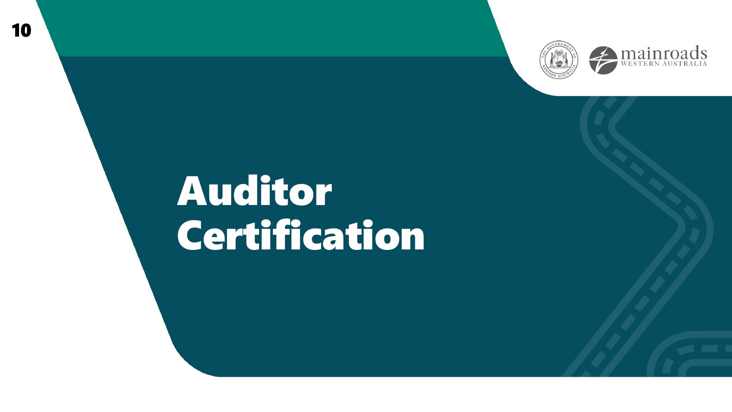# Auditor Certification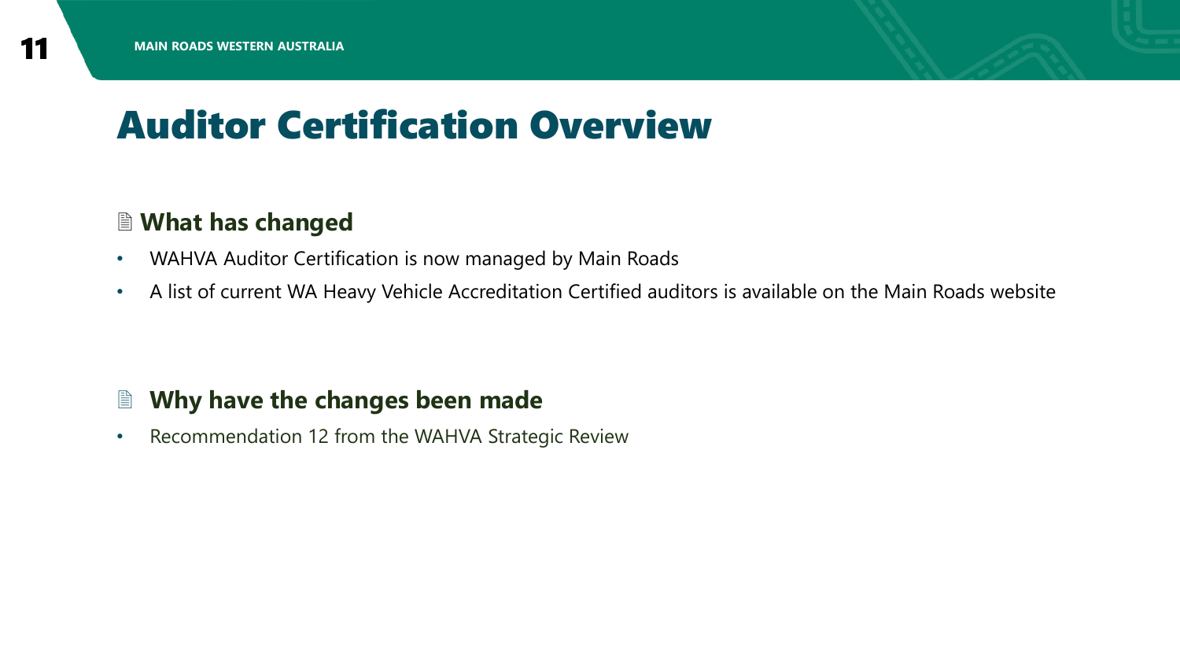# Auditor Certification Overview

### 🖹 What has changed

- WAHVA Auditor Certification is now managed by Main Roads
- A list of current WA Heavy Vehicle Accreditation Certified auditors is available on the Main Roads website

### 🖹 Why have the changes been made

- Recommendation 12 from the WAHVA Strategic Review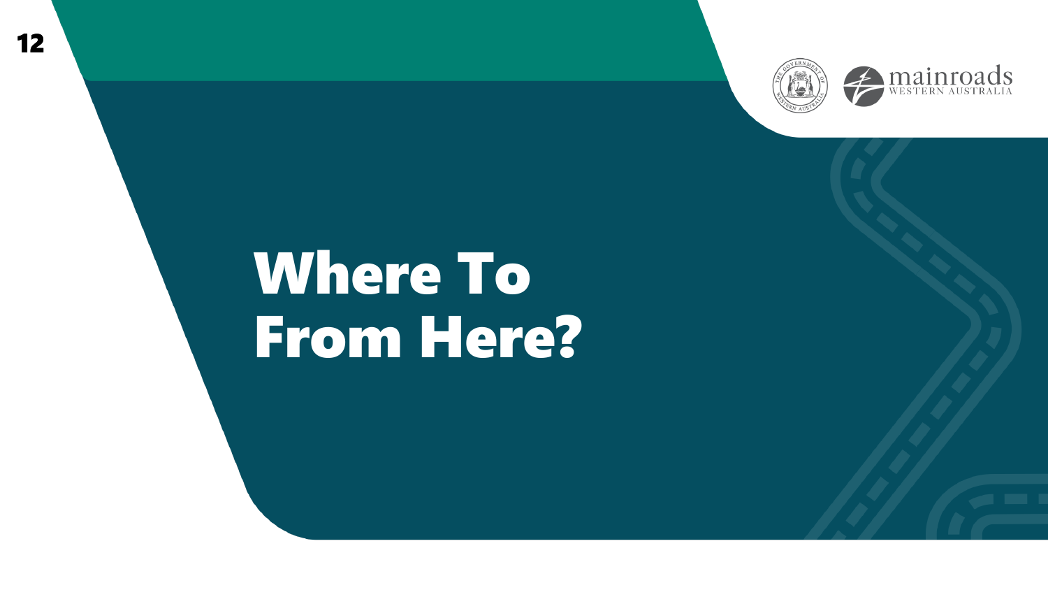# Where To From Here?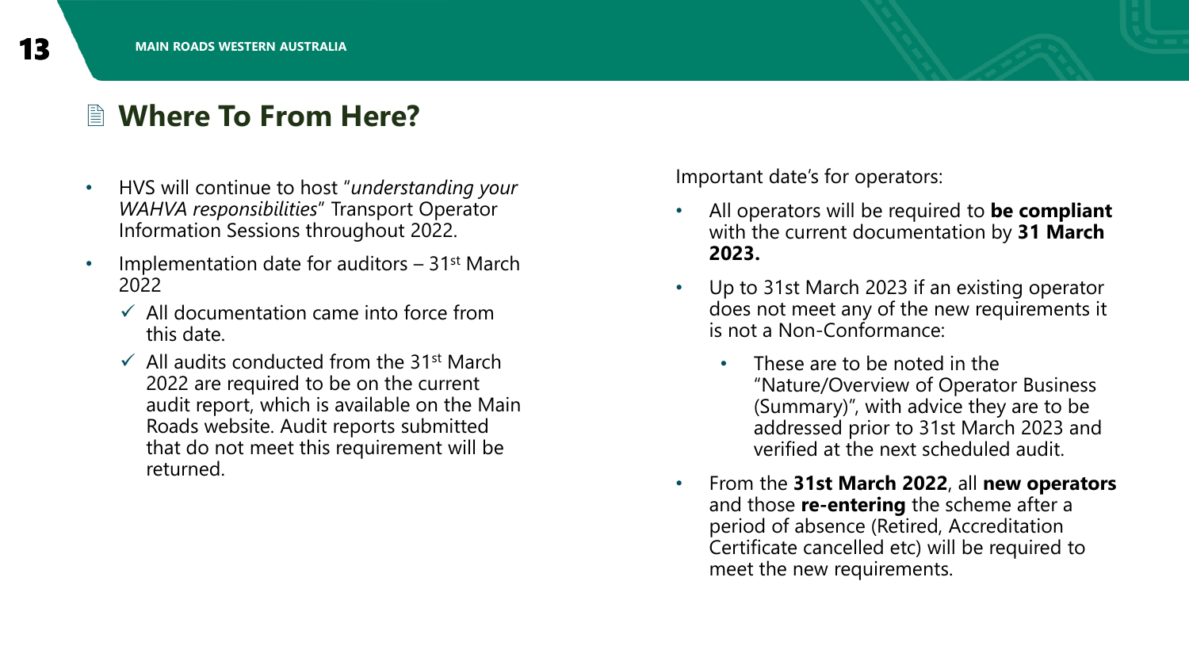# Where To From Here?

- HVS will continue to host "*understanding your WAHVA responsibilities*" Transport Operator Information Sessions throughout 2022.
- Implementation date for auditors – 31st March 2022
  - ✓ All documentation came into force from this date.
  - ✓ All audits conducted from the 31st March 2022 are required to be on the current audit report, which is available on the Main Roads website. Audit reports submitted that do not meet this requirement will be returned.

Important date's for operators:

- All operators will be required to **be compliant** with the current documentation by **31 March 2023.**
- Up to 31st March 2023 if an existing operator does not meet any of the new requirements it is not a Non-Conformance:
  - These are to be noted in the "Nature/Overview of Operator Business (Summary)", with advice they are to be addressed prior to 31st March 2023 and verified at the next scheduled audit.
- From the **31st March 2022**, all **new operators** and those **re-entering** the scheme after a period of absence (Retired, Accreditation Certificate cancelled etc) will be required to meet the new requirements.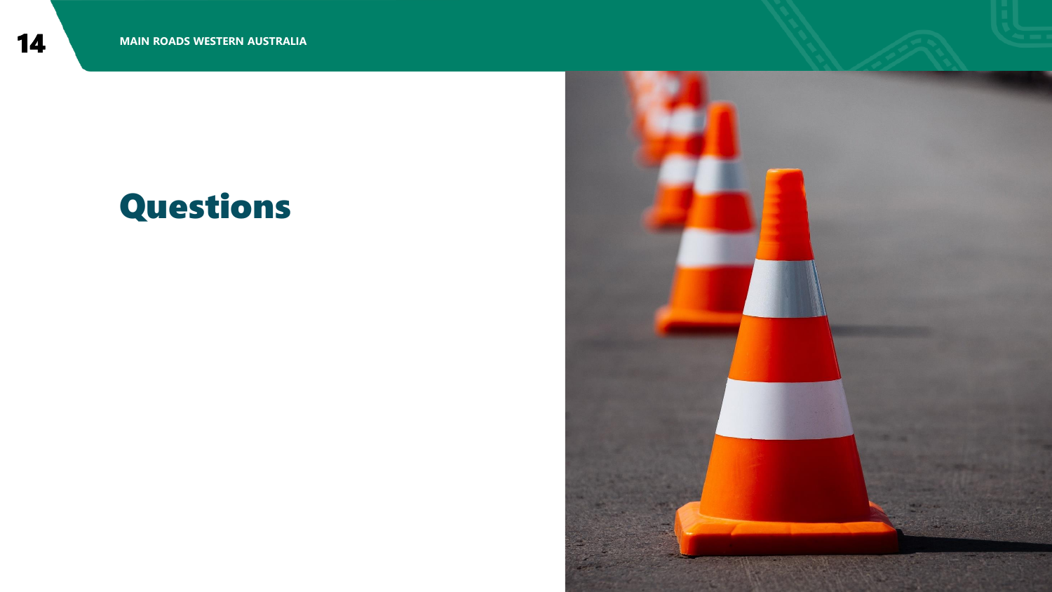# Questions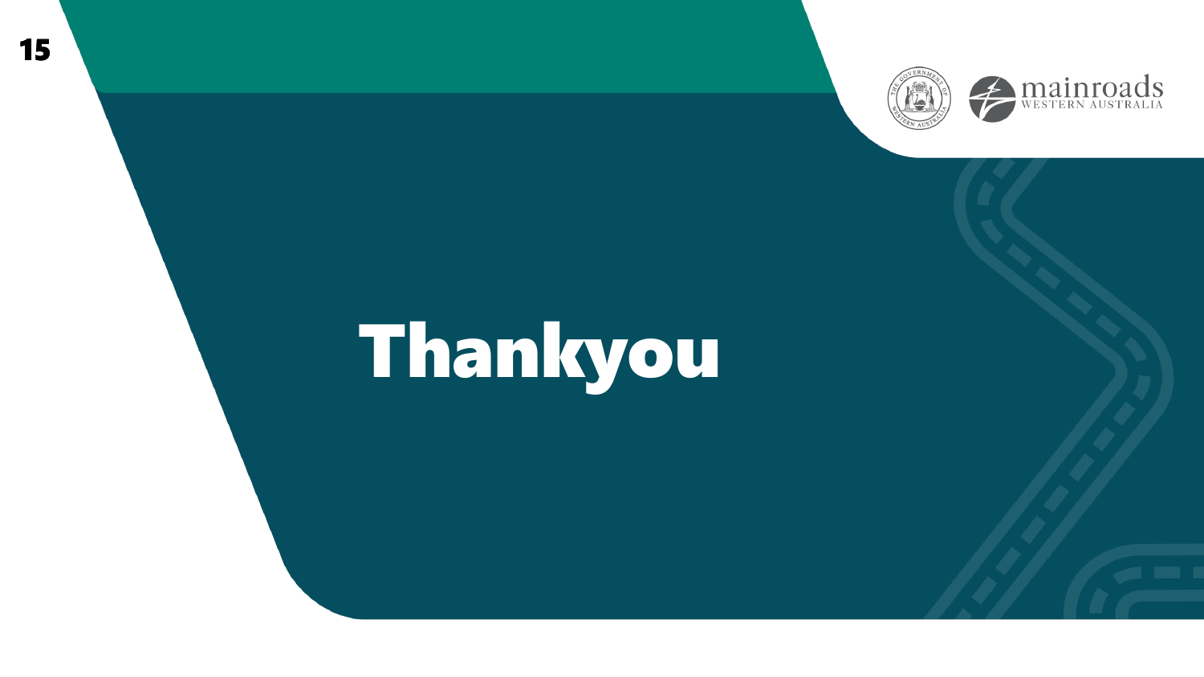# Thankyou